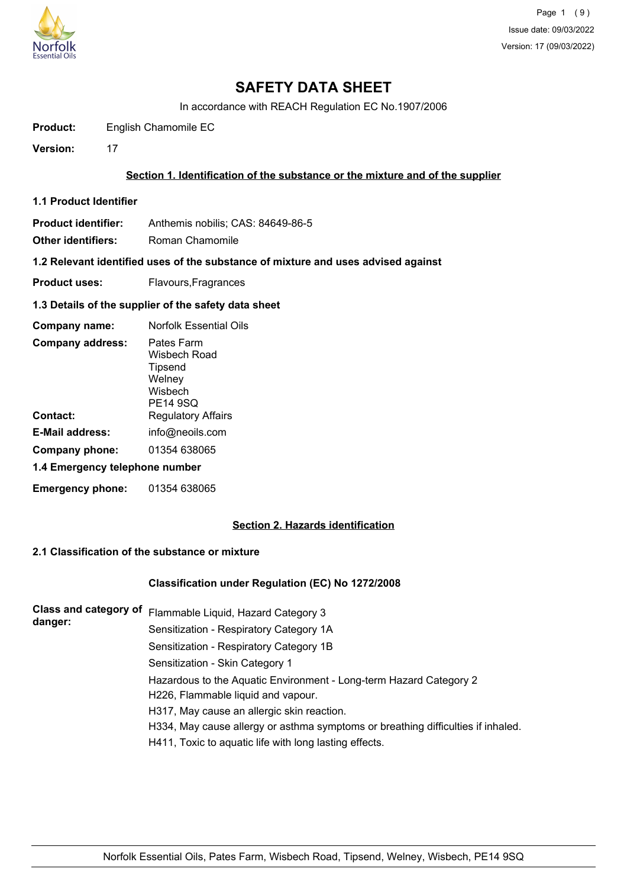# SAFETY DATA SHEET

In accordance with REACH Regulation EC No.1907/2006

**Product:** English Chamomile EC

**Version:** 17

## Section 1. Identification of the substance or the mixture and of the supplier

### 1.1 Product Identifier

**Product identifier:** Anthemis nobilis; CAS: 84649-86-5

**Other identifiers:** Roman Chamomile

### 1.2 Relevant identified uses of the substance of mixture and uses advised against

**Product uses:** Flavours,Fragrances

### 1.3 Details of the supplier of the safety data sheet

**Company name:** Norfolk Essential Oils

**Company address:** Pates Farm
Wisbech Road
Tipsend
Welney
Wisbech
PE14 9SQ

**Contact:** Regulatory Affairs

**E-Mail address:** info@neoils.com

**Company phone:** 01354 638065

### 1.4 Emergency telephone number

**Emergency phone:** 01354 638065

## Section 2. Hazards identification

### 2.1 Classification of the substance or mixture

**Classification under Regulation (EC) No 1272/2008**

**Class and category of danger:**

Flammable Liquid, Hazard Category 3
Sensitization - Respiratory Category 1A
Sensitization - Respiratory Category 1B
Sensitization - Skin Category 1
Hazardous to the Aquatic Environment - Long-term Hazard Category 2
H226, Flammable liquid and vapour.
H317, May cause an allergic skin reaction.
H334, May cause allergy or asthma symptoms or breathing difficulties if inhaled.
H411, Toxic to aquatic life with long lasting effects.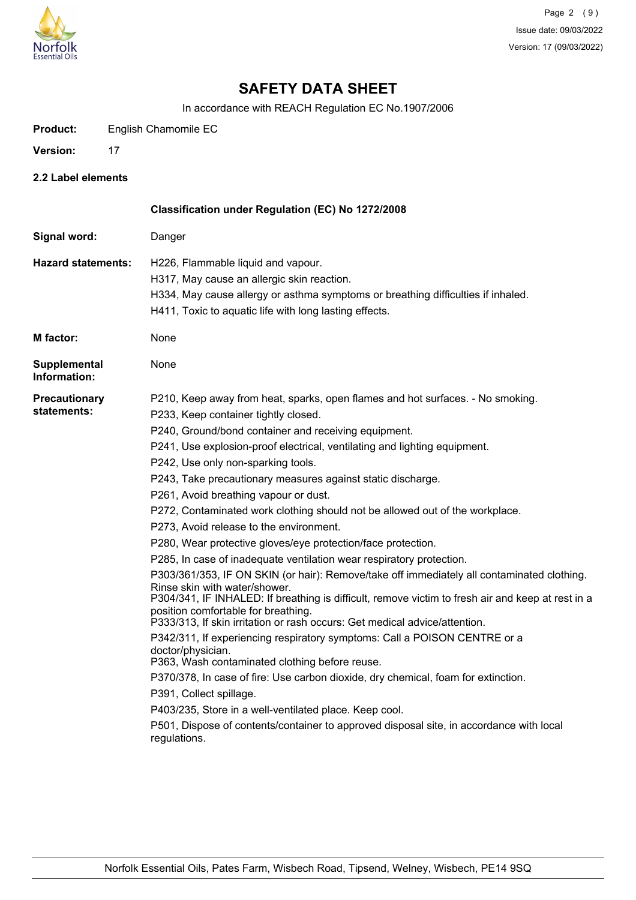# SAFETY DATA SHEET

In accordance with REACH Regulation EC No.1907/2006

**Product:** English Chamomile EC

**Version:** 17

## 2.2 Label elements

**Classification under Regulation (EC) No 1272/2008**

**Signal word:** Danger

**Hazard statements:**

H226, Flammable liquid and vapour.
H317, May cause an allergic skin reaction.
H334, May cause allergy or asthma symptoms or breathing difficulties if inhaled.
H411, Toxic to aquatic life with long lasting effects.

**M factor:** None

**Supplemental Information:** None

**Precautionary statements:**

P210, Keep away from heat, sparks, open flames and hot surfaces. - No smoking.
P233, Keep container tightly closed.
P240, Ground/bond container and receiving equipment.
P241, Use explosion-proof electrical, ventilating and lighting equipment.
P242, Use only non-sparking tools.
P243, Take precautionary measures against static discharge.
P261, Avoid breathing vapour or dust.
P272, Contaminated work clothing should not be allowed out of the workplace.
P273, Avoid release to the environment.
P280, Wear protective gloves/eye protection/face protection.
P285, In case of inadequate ventilation wear respiratory protection.
P303/361/353, IF ON SKIN (or hair): Remove/take off immediately all contaminated clothing. Rinse skin with water/shower.
P304/341, IF INHALED: If breathing is difficult, remove victim to fresh air and keep at rest in a position comfortable for breathing.
P333/313, If skin irritation or rash occurs: Get medical advice/attention.
P342/311, If experiencing respiratory symptoms: Call a POISON CENTRE or a doctor/physician.
P363, Wash contaminated clothing before reuse.
P370/378, In case of fire: Use carbon dioxide, dry chemical, foam for extinction.
P391, Collect spillage.
P403/235, Store in a well-ventilated place. Keep cool.
P501, Dispose of contents/container to approved disposal site, in accordance with local regulations.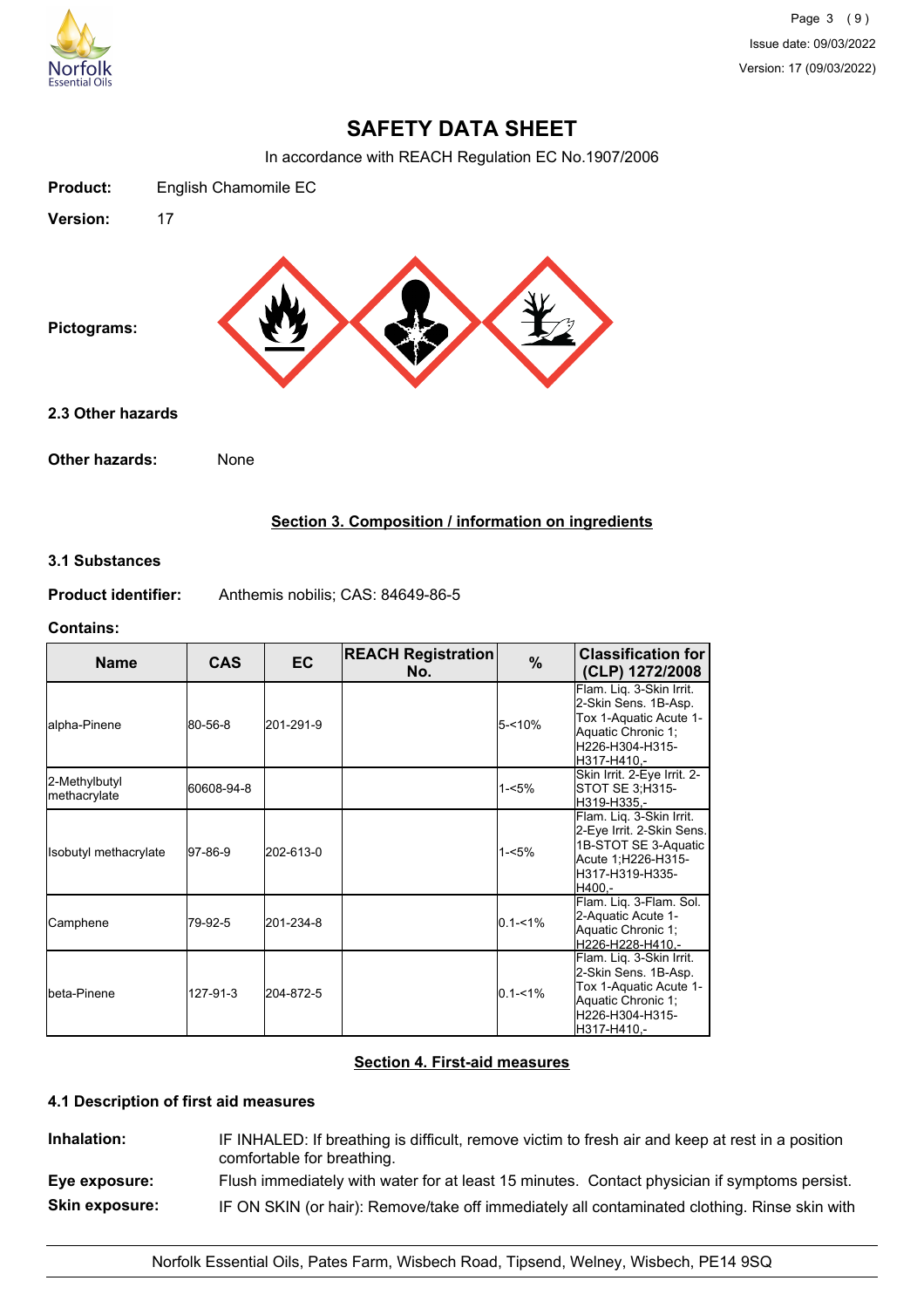# SAFETY DATA SHEET

In accordance with REACH Regulation EC No.1907/2006

**Product:** English Chamomile EC

**Version:** 17

**Pictograms:**

### 2.3 Other hazards

**Other hazards:** None

## Section 3. Composition / information on ingredients

### 3.1 Substances

**Product identifier:** Anthemis nobilis; CAS: 84649-86-5

**Contains:**

| Name | CAS | EC | REACH Registration No. | % | Classification for (CLP) 1272/2008 |
|---|---|---|---|---|---|
| alpha-Pinene | 80-56-8 | 201-291-9 | | 5-<10% | Flam. Liq. 3-Skin Irrit. 2-Skin Sens. 1B-Asp. Tox 1-Aquatic Acute 1-Aquatic Chronic 1;H226-H304-H315-H317-H410,- |
| 2-Methylbutyl methacrylate | 60608-94-8 | | | 1-<5% | Skin Irrit. 2-Eye Irrit. 2-STOT SE 3;H315-H319-H335,- |
| Isobutyl methacrylate | 97-86-9 | 202-613-0 | | 1-<5% | Flam. Liq. 3-Skin Irrit. 2-Eye Irrit. 2-Skin Sens. 1B-STOT SE 3-Aquatic Acute 1;H226-H315-H317-H319-H335-H400,- |
| Camphene | 79-92-5 | 201-234-8 | | 0.1-<1% | Flam. Liq. 3-Flam. Sol. 2-Aquatic Acute 1-Aquatic Chronic 1;H226-H228-H410,- |
| beta-Pinene | 127-91-3 | 204-872-5 | | 0.1-<1% | Flam. Liq. 3-Skin Irrit. 2-Skin Sens. 1B-Asp. Tox 1-Aquatic Acute 1-Aquatic Chronic 1;H226-H304-H315-H317-H410,- |

## Section 4. First-aid measures

### 4.1 Description of first aid measures

**Inhalation:** IF INHALED: If breathing is difficult, remove victim to fresh air and keep at rest in a position comfortable for breathing.

**Eye exposure:** Flush immediately with water for at least 15 minutes. Contact physician if symptoms persist.

**Skin exposure:** IF ON SKIN (or hair): Remove/take off immediately all contaminated clothing. Rinse skin with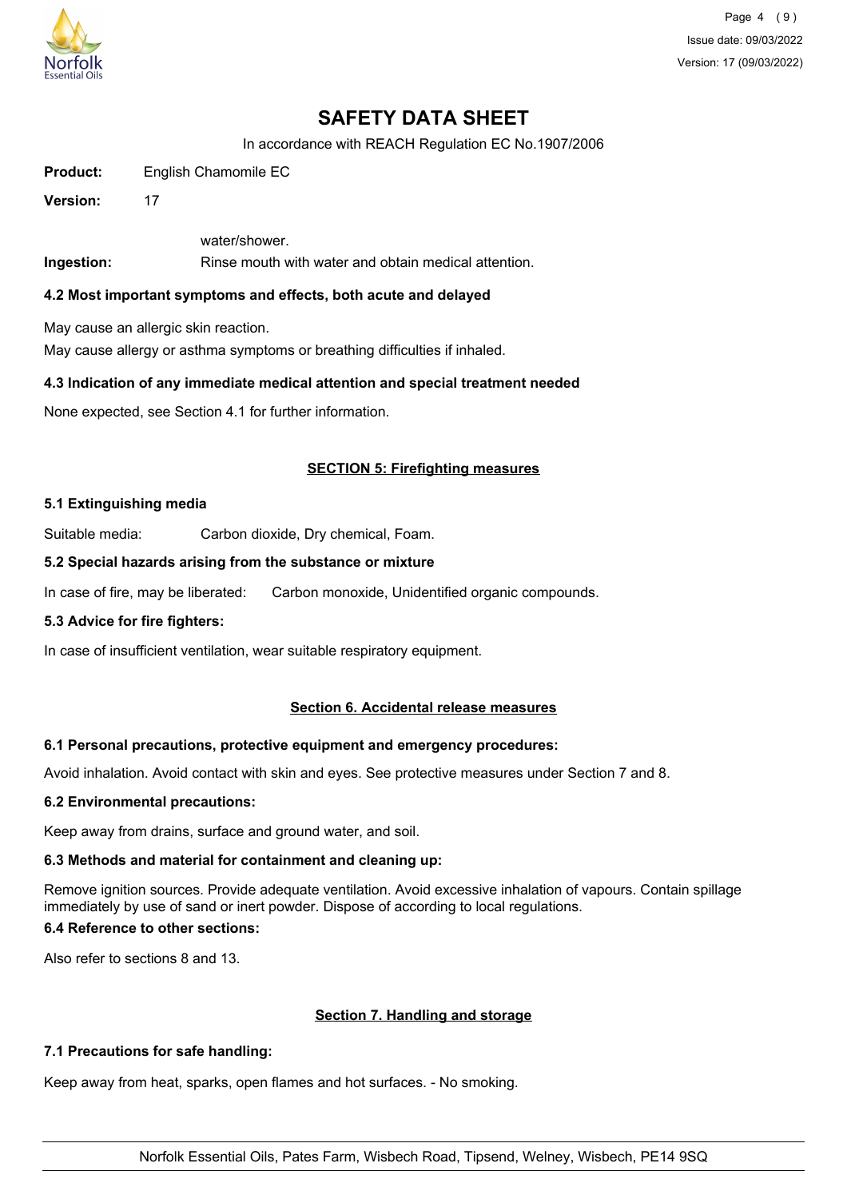**Product:** English Chamomile EC

**Version:** 17

water/shower.

**Ingestion:** Rinse mouth with water and obtain medical attention.

### 4.2 Most important symptoms and effects, both acute and delayed

May cause an allergic skin reaction.
May cause allergy or asthma symptoms or breathing difficulties if inhaled.

### 4.3 Indication of any immediate medical attention and special treatment needed

None expected, see Section 4.1 for further information.

## SECTION 5: Firefighting measures

### 5.1 Extinguishing media

Suitable media: Carbon dioxide, Dry chemical, Foam.

### 5.2 Special hazards arising from the substance or mixture

In case of fire, may be liberated: Carbon monoxide, Unidentified organic compounds.

### 5.3 Advice for fire fighters:

In case of insufficient ventilation, wear suitable respiratory equipment.

## Section 6. Accidental release measures

### 6.1 Personal precautions, protective equipment and emergency procedures:

Avoid inhalation. Avoid contact with skin and eyes. See protective measures under Section 7 and 8.

### 6.2 Environmental precautions:

Keep away from drains, surface and ground water, and soil.

### 6.3 Methods and material for containment and cleaning up:

Remove ignition sources. Provide adequate ventilation. Avoid excessive inhalation of vapours. Contain spillage immediately by use of sand or inert powder. Dispose of according to local regulations.

### 6.4 Reference to other sections:

Also refer to sections 8 and 13.

## Section 7. Handling and storage

### 7.1 Precautions for safe handling:

Keep away from heat, sparks, open flames and hot surfaces. - No smoking.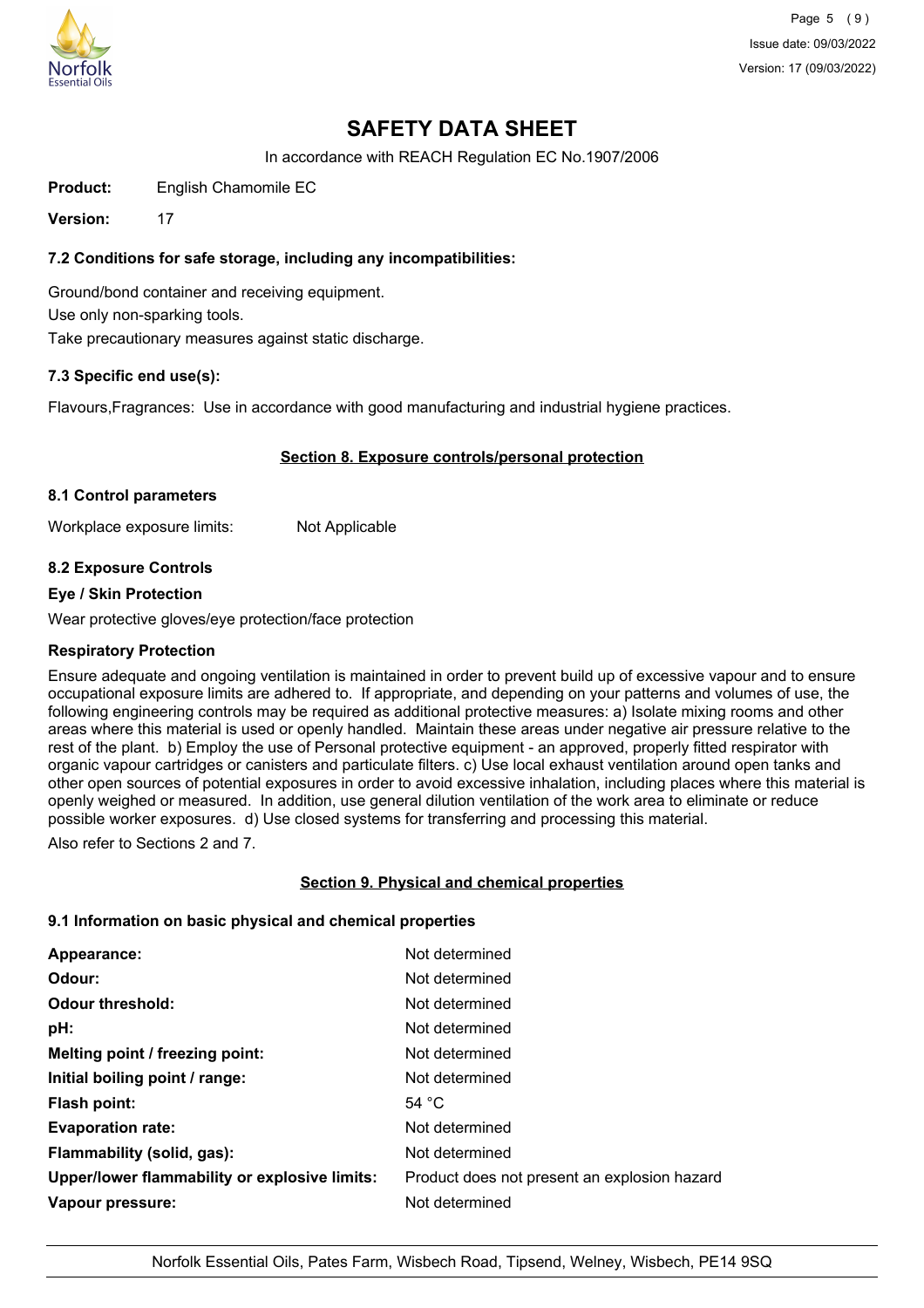# SAFETY DATA SHEET

In accordance with REACH Regulation EC No.1907/2006

**Product:** English Chamomile EC

**Version:** 17

### 7.2 Conditions for safe storage, including any incompatibilities:

Ground/bond container and receiving equipment.
Use only non-sparking tools.
Take precautionary measures against static discharge.

### 7.3 Specific end use(s):

Flavours,Fragrances: Use in accordance with good manufacturing and industrial hygiene practices.

## Section 8. Exposure controls/personal protection

### 8.1 Control parameters

Workplace exposure limits: Not Applicable

### 8.2 Exposure Controls

**Eye / Skin Protection**

Wear protective gloves/eye protection/face protection

**Respiratory Protection**

Ensure adequate and ongoing ventilation is maintained in order to prevent build up of excessive vapour and to ensure occupational exposure limits are adhered to. If appropriate, and depending on your patterns and volumes of use, the following engineering controls may be required as additional protective measures: a) Isolate mixing rooms and other areas where this material is used or openly handled. Maintain these areas under negative air pressure relative to the rest of the plant. b) Employ the use of Personal protective equipment - an approved, properly fitted respirator with organic vapour cartridges or canisters and particulate filters. c) Use local exhaust ventilation around open tanks and other open sources of potential exposures in order to avoid excessive inhalation, including places where this material is openly weighed or measured. In addition, use general dilution ventilation of the work area to eliminate or reduce possible worker exposures. d) Use closed systems for transferring and processing this material.

Also refer to Sections 2 and 7.

## Section 9. Physical and chemical properties

### 9.1 Information on basic physical and chemical properties

| | |
|---|---|
| **Appearance:** | Not determined |
| **Odour:** | Not determined |
| **Odour threshold:** | Not determined |
| **pH:** | Not determined |
| **Melting point / freezing point:** | Not determined |
| **Initial boiling point / range:** | Not determined |
| **Flash point:** | 54 °C |
| **Evaporation rate:** | Not determined |
| **Flammability (solid, gas):** | Not determined |
| **Upper/lower flammability or explosive limits:** | Product does not present an explosion hazard |
| **Vapour pressure:** | Not determined |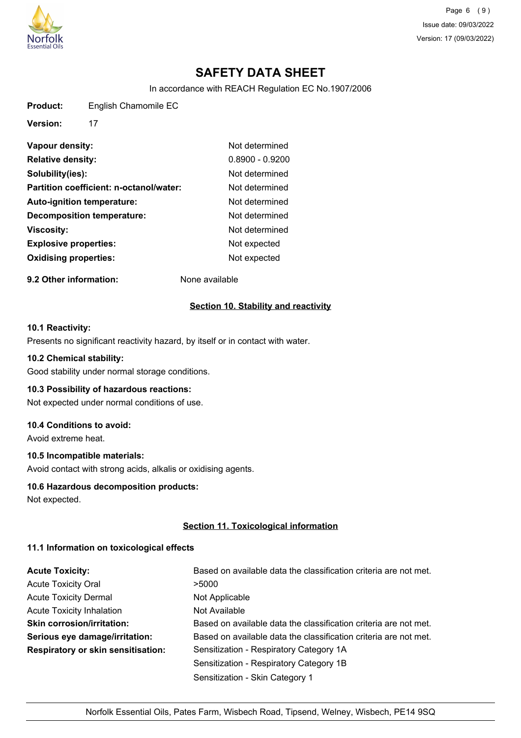# SAFETY DATA SHEET

In accordance with REACH Regulation EC No.1907/2006

**Product:** English Chamomile EC

**Version:** 17

| | |
|---|---|
| **Vapour density:** | Not determined |
| **Relative density:** | 0.8900 - 0.9200 |
| **Solubility(ies):** | Not determined |
| **Partition coefficient: n-octanol/water:** | Not determined |
| **Auto-ignition temperature:** | Not determined |
| **Decomposition temperature:** | Not determined |
| **Viscosity:** | Not determined |
| **Explosive properties:** | Not expected |
| **Oxidising properties:** | Not expected |

**9.2 Other information:** None available

## Section 10. Stability and reactivity

**10.1 Reactivity:**

Presents no significant reactivity hazard, by itself or in contact with water.

**10.2 Chemical stability:**

Good stability under normal storage conditions.

**10.3 Possibility of hazardous reactions:**

Not expected under normal conditions of use.

**10.4 Conditions to avoid:**

Avoid extreme heat.

**10.5 Incompatible materials:**

Avoid contact with strong acids, alkalis or oxidising agents.

**10.6 Hazardous decomposition products:**

Not expected.

## Section 11. Toxicological information

**11.1 Information on toxicological effects**

| | |
|---|---|
| **Acute Toxicity:** | Based on available data the classification criteria are not met. |
| Acute Toxicity Oral | >5000 |
| Acute Toxicity Dermal | Not Applicable |
| Acute Toxicity Inhalation | Not Available |
| **Skin corrosion/irritation:** | Based on available data the classification criteria are not met. |
| **Serious eye damage/irritation:** | Based on available data the classification criteria are not met. |
| **Respiratory or skin sensitisation:** | Sensitization - Respiratory Category 1A |
| | Sensitization - Respiratory Category 1B |
| | Sensitization - Skin Category 1 |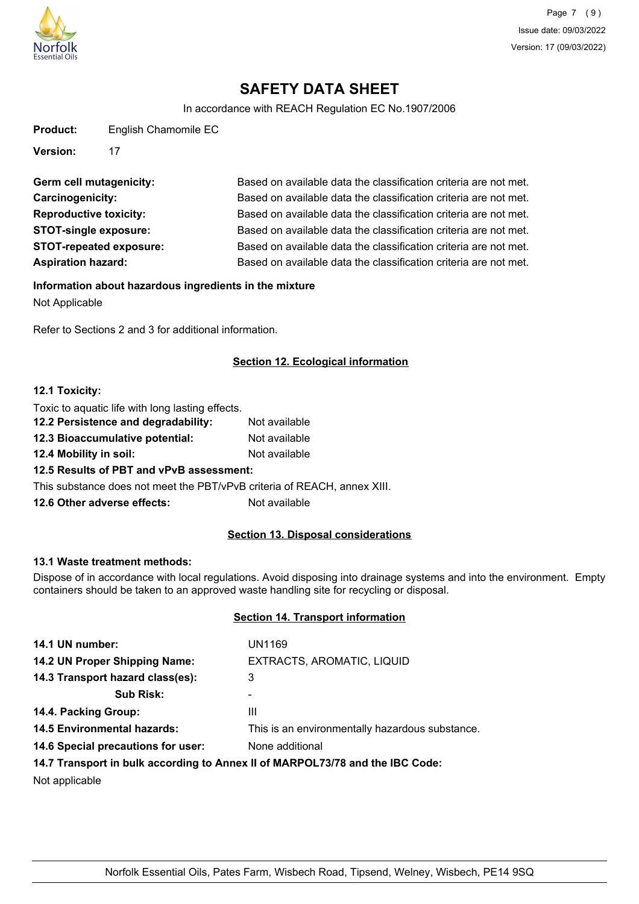# SAFETY DATA SHEET

In accordance with REACH Regulation EC No.1907/2006

**Product:** English Chamomile EC

**Version:** 17

| | |
|---|---|
| **Germ cell mutagenicity:** | Based on available data the classification criteria are not met. |
| **Carcinogenicity:** | Based on available data the classification criteria are not met. |
| **Reproductive toxicity:** | Based on available data the classification criteria are not met. |
| **STOT-single exposure:** | Based on available data the classification criteria are not met. |
| **STOT-repeated exposure:** | Based on available data the classification criteria are not met. |
| **Aspiration hazard:** | Based on available data the classification criteria are not met. |

**Information about hazardous ingredients in the mixture**

Not Applicable

Refer to Sections 2 and 3 for additional information.

## Section 12. Ecological information

**12.1 Toxicity:**

Toxic to aquatic life with long lasting effects.

**12.2 Persistence and degradability:** Not available

**12.3 Bioaccumulative potential:** Not available

**12.4 Mobility in soil:** Not available

**12.5 Results of PBT and vPvB assessment:**

This substance does not meet the PBT/vPvB criteria of REACH, annex XIII.

**12.6 Other adverse effects:** Not available

## Section 13. Disposal considerations

**13.1 Waste treatment methods:**

Dispose of in accordance with local regulations. Avoid disposing into drainage systems and into the environment. Empty containers should be taken to an approved waste handling site for recycling or disposal.

## Section 14. Transport information

| | |
|---|---|
| **14.1 UN number:** | UN1169 |
| **14.2 UN Proper Shipping Name:** | EXTRACTS, AROMATIC, LIQUID |
| **14.3 Transport hazard class(es):** | 3 |
| **Sub Risk:** | - |
| **14.4. Packing Group:** | III |
| **14.5 Environmental hazards:** | This is an environmentally hazardous substance. |
| **14.6 Special precautions for user:** | None additional |

**14.7 Transport in bulk according to Annex II of MARPOL73/78 and the IBC Code:**

Not applicable

Norfolk Essential Oils, Pates Farm, Wisbech Road, Tipsend, Welney, Wisbech, PE14 9SQ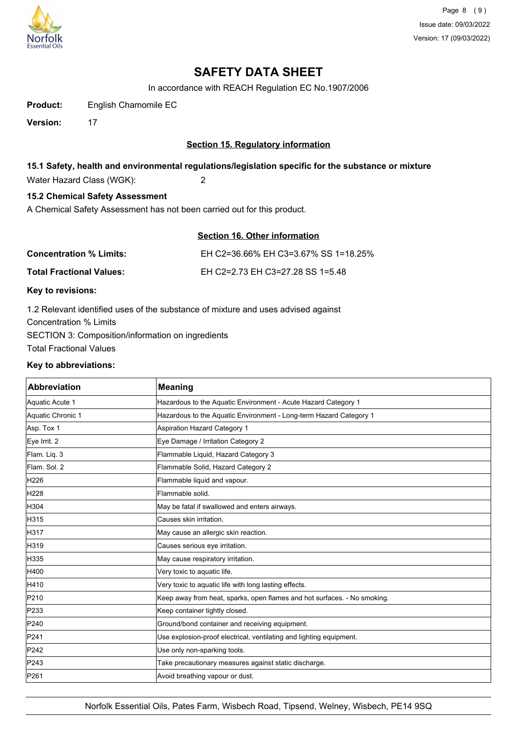# SAFETY DATA SHEET

In accordance with REACH Regulation EC No.1907/2006

**Product:** English Chamomile EC

**Version:** 17

## Section 15. Regulatory information

### 15.1 Safety, health and environmental regulations/legislation specific for the substance or mixture

Water Hazard Class (WGK): 2

### 15.2 Chemical Safety Assessment

A Chemical Safety Assessment has not been carried out for this product.

## Section 16. Other information

**Concentration % Limits:** EH C2=36.66% EH C3=3.67% SS 1=18.25%

**Total Fractional Values:** EH C2=2.73 EH C3=27.28 SS 1=5.48

**Key to revisions:**

1.2 Relevant identified uses of the substance of mixture and uses advised against
Concentration % Limits
SECTION 3: Composition/information on ingredients
Total Fractional Values

**Key to abbreviations:**

| Abbreviation | Meaning |
|---|---|
| Aquatic Acute 1 | Hazardous to the Aquatic Environment - Acute Hazard Category 1 |
| Aquatic Chronic 1 | Hazardous to the Aquatic Environment - Long-term Hazard Category 1 |
| Asp. Tox 1 | Aspiration Hazard Category 1 |
| Eye Irrit. 2 | Eye Damage / Irritation Category 2 |
| Flam. Liq. 3 | Flammable Liquid, Hazard Category 3 |
| Flam. Sol. 2 | Flammable Solid, Hazard Category 2 |
| H226 | Flammable liquid and vapour. |
| H228 | Flammable solid. |
| H304 | May be fatal if swallowed and enters airways. |
| H315 | Causes skin irritation. |
| H317 | May cause an allergic skin reaction. |
| H319 | Causes serious eye irritation. |
| H335 | May cause respiratory irritation. |
| H400 | Very toxic to aquatic life. |
| H410 | Very toxic to aquatic life with long lasting effects. |
| P210 | Keep away from heat, sparks, open flames and hot surfaces. - No smoking. |
| P233 | Keep container tightly closed. |
| P240 | Ground/bond container and receiving equipment. |
| P241 | Use explosion-proof electrical, ventilating and lighting equipment. |
| P242 | Use only non-sparking tools. |
| P243 | Take precautionary measures against static discharge. |
| P261 | Avoid breathing vapour or dust. |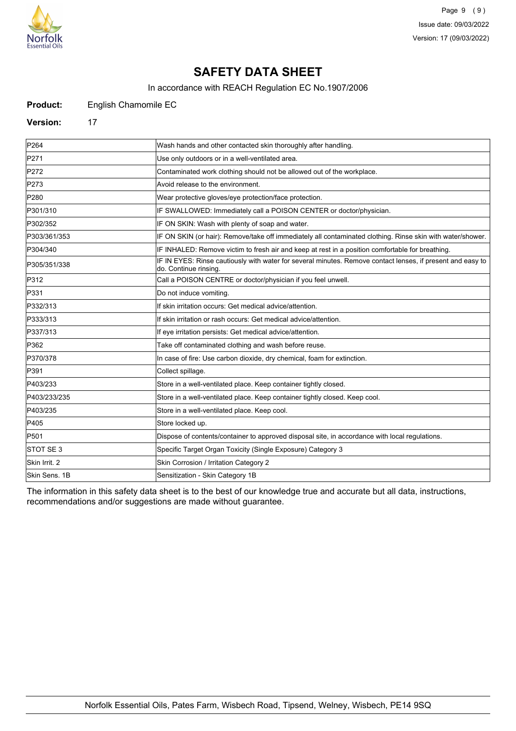# SAFETY DATA SHEET

In accordance with REACH Regulation EC No.1907/2006

**Product:** English Chamomile EC

**Version:** 17

| | |
|---|---|
| P264 | Wash hands and other contacted skin thoroughly after handling. |
| P271 | Use only outdoors or in a well-ventilated area. |
| P272 | Contaminated work clothing should not be allowed out of the workplace. |
| P273 | Avoid release to the environment. |
| P280 | Wear protective gloves/eye protection/face protection. |
| P301/310 | IF SWALLOWED: Immediately call a POISON CENTER or doctor/physician. |
| P302/352 | IF ON SKIN: Wash with plenty of soap and water. |
| P303/361/353 | IF ON SKIN (or hair): Remove/take off immediately all contaminated clothing. Rinse skin with water/shower. |
| P304/340 | IF INHALED: Remove victim to fresh air and keep at rest in a position comfortable for breathing. |
| P305/351/338 | IF IN EYES: Rinse cautiously with water for several minutes. Remove contact lenses, if present and easy to do. Continue rinsing. |
| P312 | Call a POISON CENTRE or doctor/physician if you feel unwell. |
| P331 | Do not induce vomiting. |
| P332/313 | If skin irritation occurs: Get medical advice/attention. |
| P333/313 | If skin irritation or rash occurs: Get medical advice/attention. |
| P337/313 | If eye irritation persists: Get medical advice/attention. |
| P362 | Take off contaminated clothing and wash before reuse. |
| P370/378 | In case of fire: Use carbon dioxide, dry chemical, foam for extinction. |
| P391 | Collect spillage. |
| P403/233 | Store in a well-ventilated place. Keep container tightly closed. |
| P403/233/235 | Store in a well-ventilated place. Keep container tightly closed. Keep cool. |
| P403/235 | Store in a well-ventilated place. Keep cool. |
| P405 | Store locked up. |
| P501 | Dispose of contents/container to approved disposal site, in accordance with local regulations. |
| STOT SE 3 | Specific Target Organ Toxicity (Single Exposure) Category 3 |
| Skin Irrit. 2 | Skin Corrosion / Irritation Category 2 |
| Skin Sens. 1B | Sensitization - Skin Category 1B |

The information in this safety data sheet is to the best of our knowledge true and accurate but all data, instructions, recommendations and/or suggestions are made without guarantee.